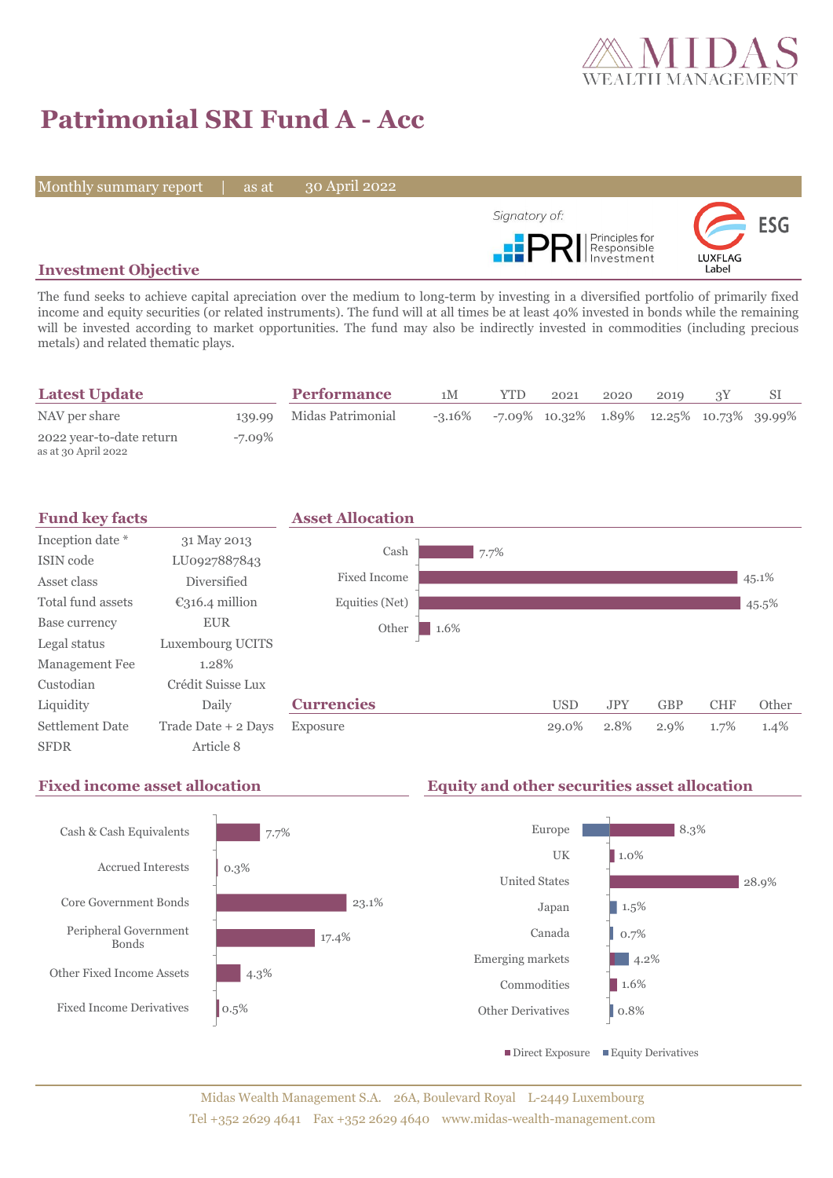# Patrimonial SRI Fund A - Acc

Monthly summary report | as at 30 April 2022

Signatory of: PRI Principles for Responsible Investment | LUXFLAG ESG Label

## Investment Objective

The fund seeks to achieve capital apreciation over the medium to long-term by investing in a diversified portfolio of primarily fixed income and equity securities (or related instruments). The fund will at all times be at least 40% invested in bonds while the remaining will be invested according to market opportunities. The fund may also be indirectly invested in commodities (including precious metals) and related thematic plays.

## Latest Update

| | |
|---|---|
| NAV per share | 139.99 |
| 2022 year-to-date return<br>as at 30 April 2022 | -7.09% |

## Performance

| | 1M | YTD | 2021 | 2020 | 2019 | 3Y | SI |
|---|---|---|---|---|---|---|---|
| Midas Patrimonial | -3.16% | -7.09% | 10.32% | 1.89% | 12.25% | 10.73% | 39.99% |

## Fund key facts

| | |
|---|---|
| Inception date * | 31 May 2013 |
| ISIN code | LU0927887843 |
| Asset class | Diversified |
| Total fund assets | €316.4 million |
| Base currency | EUR |
| Legal status | Luxembourg UCITS |
| Management Fee | 1.28% |
| Custodian | Crédit Suisse Lux |
| Liquidity | Daily |
| Settlement Date | Trade Date + 2 Days |
| SFDR | Article 8 |

## Asset Allocation

| | |
|---|---|
| Cash | 7.7% |
| Fixed Income | 45.1% |
| Equities (Net) | 45.5% |
| Other | 1.6% |

## Currencies

| | USD | JPY | GBP | CHF | Other |
|---|---|---|---|---|---|
| Exposure | 29.0% | 2.8% | 2.9% | 1.7% | 1.4% |

## Fixed income asset allocation

| | |
|---|---|
| Cash & Cash Equivalents | 7.7% |
| Accrued Interests | 0.3% |
| Core Government Bonds | 23.1% |
| Peripheral Government Bonds | 17.4% |
| Other Fixed Income Assets | 4.3% |
| Fixed Income Derivatives | 0.5% |

## Equity and other securities asset allocation

| | |
|---|---|
| Europe | 8.3% |
| UK | 1.0% |
| United States | 28.9% |
| Japan | 1.5% |
| Canada | 0.7% |
| Emerging markets | 4.2% |
| Commodities | 1.6% |
| Other Derivatives | 0.8% |

■ Direct Exposure ■ Equity Derivatives

Midas Wealth Management S.A. 26A, Boulevard Royal L-2449 Luxembourg
Tel +352 2629 4641 Fax +352 2629 4640 www.midas-wealth-management.com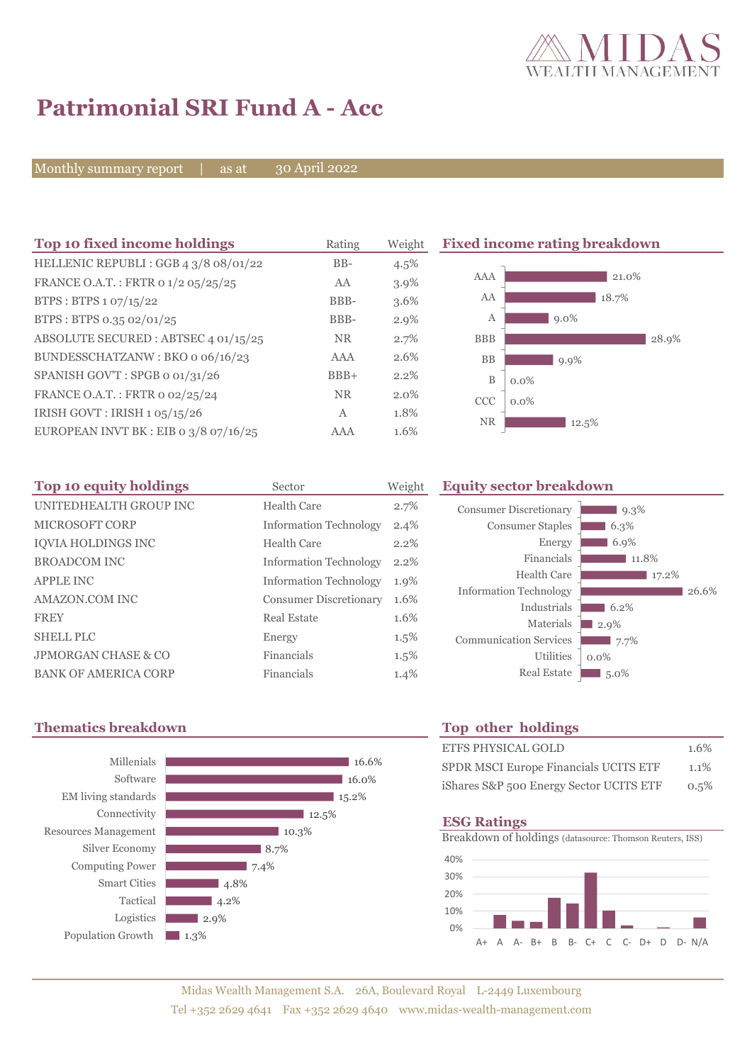# Patrimonial SRI Fund A - Acc

Monthly summary report | as at 30 April 2022

## Top 10 fixed income holdings

| Top 10 fixed income holdings | Rating | Weight |
|---|---|---|
| HELLENIC REPUBLI : GGB 4 3/8 08/01/22 | BB- | 4.5% |
| FRANCE O.A.T. : FRTR 0 1/2 05/25/25 | AA | 3.9% |
| BTPS : BTPS 1 07/15/22 | BBB- | 3.6% |
| BTPS : BTPS 0.35 02/01/25 | BBB- | 2.9% |
| ABSOLUTE SECURED : ABTSEC 4 01/15/25 | NR | 2.7% |
| BUNDESSCHATZANW : BKO 0 06/16/23 | AAA | 2.6% |
| SPANISH GOV'T : SPGB 0 01/31/26 | BBB+ | 2.2% |
| FRANCE O.A.T. : FRTR 0 02/25/24 | NR | 2.0% |
| IRISH GOVT : IRISH 1 05/15/26 | A | 1.8% |
| EUROPEAN INVT BK : EIB 0 3/8 07/16/25 | AAA | 1.6% |

## Fixed income rating breakdown

| Rating | Weight |
|---|---|
| AAA | 21.0% |
| AA | 18.7% |
| A | 9.0% |
| BBB | 28.9% |
| BB | 9.9% |
| B | 0.0% |
| CCC | 0.0% |
| NR | 12.5% |

## Top 10 equity holdings

| Top 10 equity holdings | Sector | Weight |
|---|---|---|
| UNITEDHEALTH GROUP INC | Health Care | 2.7% |
| MICROSOFT CORP | Information Technology | 2.4% |
| IQVIA HOLDINGS INC | Health Care | 2.2% |
| BROADCOM INC | Information Technology | 2.2% |
| APPLE INC | Information Technology | 1.9% |
| AMAZON.COM INC | Consumer Discretionary | 1.6% |
| FREY | Real Estate | 1.6% |
| SHELL PLC | Energy | 1.5% |
| JPMORGAN CHASE & CO | Financials | 1.5% |
| BANK OF AMERICA CORP | Financials | 1.4% |

## Equity sector breakdown

| Sector | Weight |
|---|---|
| Consumer Discretionary | 9.3% |
| Consumer Staples | 6.3% |
| Energy | 6.9% |
| Financials | 11.8% |
| Health Care | 17.2% |
| Information Technology | 26.6% |
| Industrials | 6.2% |
| Materials | 2.9% |
| Communication Services | 7.7% |
| Utilities | 0.0% |
| Real Estate | 5.0% |

## Thematics breakdown

| Theme | Weight |
|---|---|
| Millenials | 16.6% |
| Software | 16.0% |
| EM living standards | 15.2% |
| Connectivity | 12.5% |
| Resources Management | 10.3% |
| Silver Economy | 8.7% |
| Computing Power | 7.4% |
| Smart Cities | 4.8% |
| Tactical | 4.2% |
| Logistics | 2.9% |
| Population Growth | 1.3% |

## Top other holdings

| Holding | Weight |
|---|---|
| ETFS PHYSICAL GOLD | 1.6% |
| SPDR MSCI Europe Financials UCITS ETF | 1.1% |
| iShares S&P 500 Energy Sector UCITS ETF | 0.5% |

## ESG Ratings

Breakdown of holdings (datasource: Thomson Reuters, ISS)

Midas Wealth Management S.A. 26A, Boulevard Royal L-2449 Luxembourg
Tel +352 2629 4641 Fax +352 2629 4640 www.midas-wealth-management.com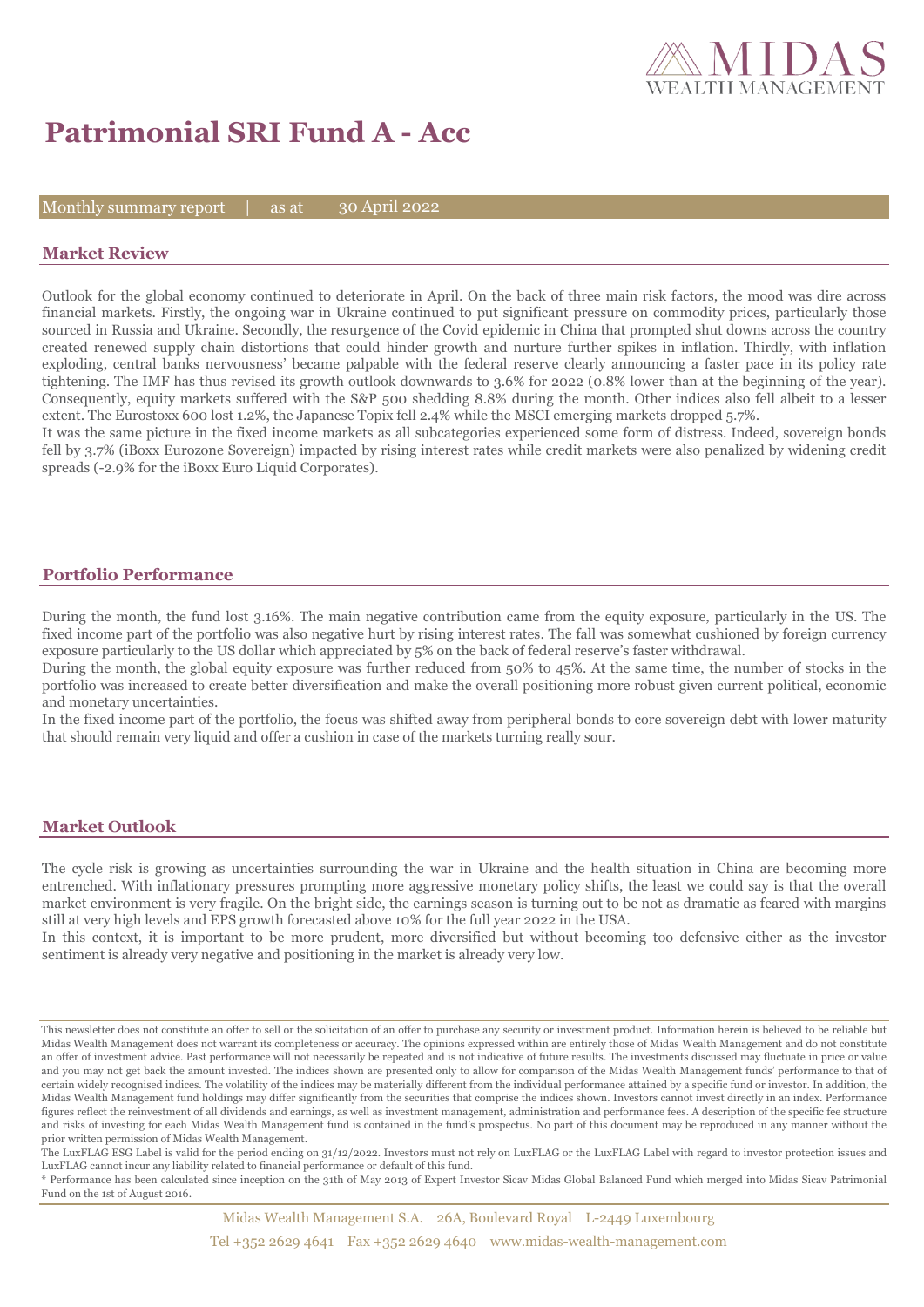# Patrimonial SRI Fund A - Acc

Monthly summary report | as at 30 April 2022

## Market Review

Outlook for the global economy continued to deteriorate in April. On the back of three main risk factors, the mood was dire across financial markets. Firstly, the ongoing war in Ukraine continued to put significant pressure on commodity prices, particularly those sourced in Russia and Ukraine. Secondly, the resurgence of the Covid epidemic in China that prompted shut downs across the country created renewed supply chain distortions that could hinder growth and nurture further spikes in inflation. Thirdly, with inflation exploding, central banks nervousness' became palpable with the federal reserve clearly announcing a faster pace in its policy rate tightening. The IMF has thus revised its growth outlook downwards to 3.6% for 2022 (0.8% lower than at the beginning of the year). Consequently, equity markets suffered with the S&P 500 shedding 8.8% during the month. Other indices also fell albeit to a lesser extent. The Eurostoxx 600 lost 1.2%, the Japanese Topix fell 2.4% while the MSCI emerging markets dropped 5.7%.

It was the same picture in the fixed income markets as all subcategories experienced some form of distress. Indeed, sovereign bonds fell by 3.7% (iBoxx Eurozone Sovereign) impacted by rising interest rates while credit markets were also penalized by widening credit spreads (-2.9% for the iBoxx Euro Liquid Corporates).

## Portfolio Performance

During the month, the fund lost 3.16%. The main negative contribution came from the equity exposure, particularly in the US. The fixed income part of the portfolio was also negative hurt by rising interest rates. The fall was somewhat cushioned by foreign currency exposure particularly to the US dollar which appreciated by 5% on the back of federal reserve's faster withdrawal.

During the month, the global equity exposure was further reduced from 50% to 45%. At the same time, the number of stocks in the portfolio was increased to create better diversification and make the overall positioning more robust given current political, economic and monetary uncertainties.

In the fixed income part of the portfolio, the focus was shifted away from peripheral bonds to core sovereign debt with lower maturity that should remain very liquid and offer a cushion in case of the markets turning really sour.

## Market Outlook

The cycle risk is growing as uncertainties surrounding the war in Ukraine and the health situation in China are becoming more entrenched. With inflationary pressures prompting more aggressive monetary policy shifts, the least we could say is that the overall market environment is very fragile. On the bright side, the earnings season is turning out to be not as dramatic as feared with margins still at very high levels and EPS growth forecasted above 10% for the full year 2022 in the USA.

In this context, it is important to be more prudent, more diversified but without becoming too defensive either as the investor sentiment is already very negative and positioning in the market is already very low.

This newsletter does not constitute an offer to sell or the solicitation of an offer to purchase any security or investment product. Information herein is believed to be reliable but Midas Wealth Management does not warrant its completeness or accuracy. The opinions expressed within are entirely those of Midas Wealth Management and do not constitute an offer of investment advice. Past performance will not necessarily be repeated and is not indicative of future results. The investments discussed may fluctuate in price or value and you may not get back the amount invested. The indices shown are presented only to allow for comparison of the Midas Wealth Management funds' performance to that of certain widely recognised indices. The volatility of the indices may be materially different from the individual performance attained by a specific fund or investor. In addition, the Midas Wealth Management fund holdings may differ significantly from the securities that comprise the indices shown. Investors cannot invest directly in an index. Performance figures reflect the reinvestment of all dividends and earnings, as well as investment management, administration and performance fees. A description of the specific fee structure and risks of investing for each Midas Wealth Management fund is contained in the fund's prospectus. No part of this document may be reproduced in any manner without the prior written permission of Midas Wealth Management.

The LuxFLAG ESG Label is valid for the period ending on 31/12/2022. Investors must not rely on LuxFLAG or the LuxFLAG Label with regard to investor protection issues and LuxFLAG cannot incur any liability related to financial performance or default of this fund.

* Performance has been calculated since inception on the 31th of May 2013 of Expert Investor Sicav Midas Global Balanced Fund which merged into Midas Sicav Patrimonial Fund on the 1st of August 2016.

Midas Wealth Management S.A. 26A, Boulevard Royal L-2449 Luxembourg

Tel +352 2629 4641 Fax +352 2629 4640 www.midas-wealth-management.com